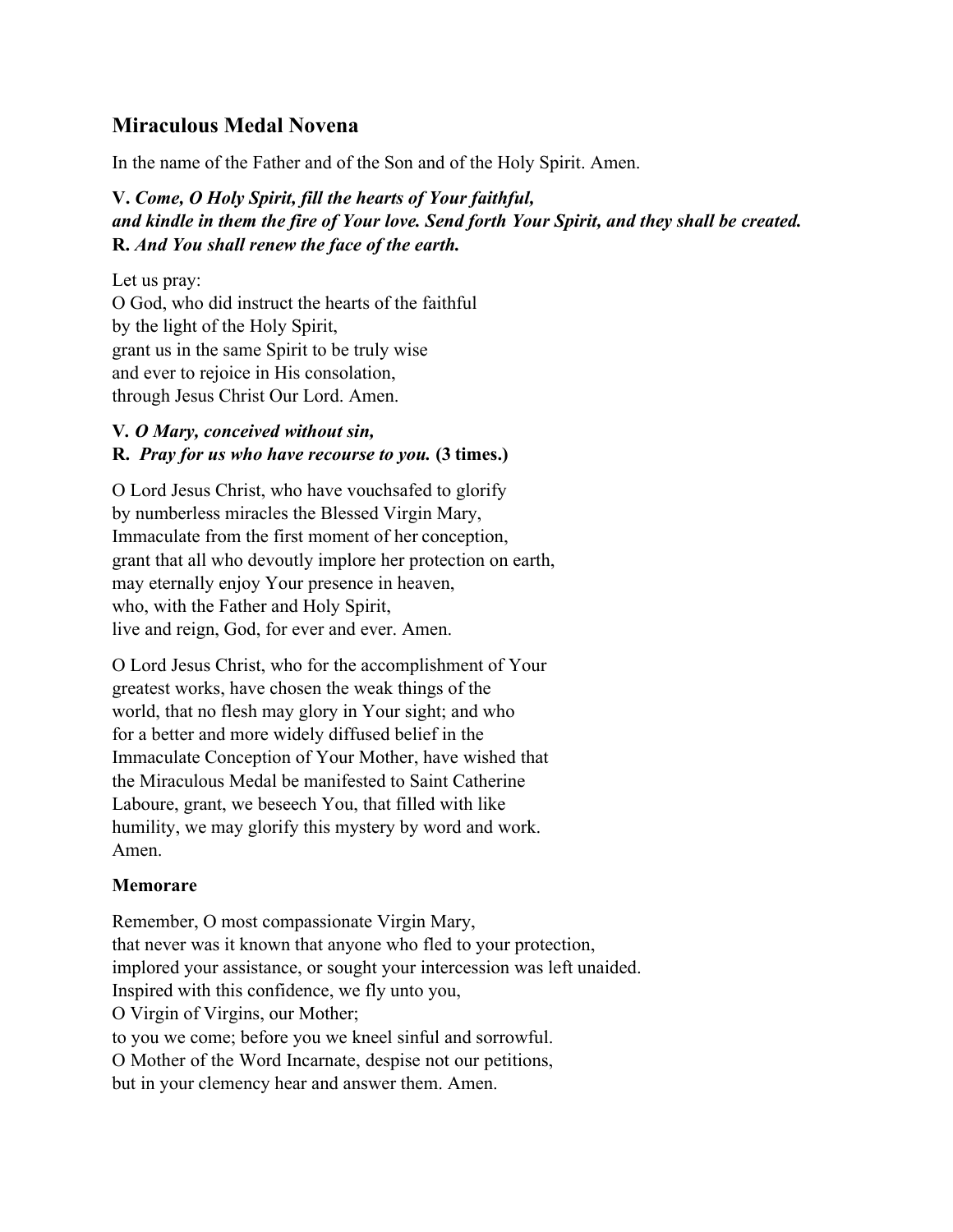## Miraculous Medal Novena

In the name of the Father and of the Son and of the Holy Spirit. Amen.

**V.** ***Come, O Holy Spirit, fill the hearts of Your faithful,***
***and kindle in them the fire of Your love. Send forth Your Spirit, and they shall be created.***
**R.** ***And You shall renew the face of the earth.***

Let us pray:
O God, who did instruct the hearts of the faithful
by the light of the Holy Spirit,
grant us in the same Spirit to be truly wise
and ever to rejoice in His consolation,
through Jesus Christ Our Lord. Amen.

**V.** ***O Mary, conceived without sin,***
**R.** ***Pray for us who have recourse to you.*** **(3 times.)**

O Lord Jesus Christ, who have vouchsafed to glorify
by numberless miracles the Blessed Virgin Mary,
Immaculate from the first moment of her conception,
grant that all who devoutly implore her protection on earth,
may eternally enjoy Your presence in heaven,
who, with the Father and Holy Spirit,
live and reign, God, for ever and ever. Amen.

O Lord Jesus Christ, who for the accomplishment of Your greatest works, have chosen the weak things of the world, that no flesh may glory in Your sight; and who for a better and more widely diffused belief in the Immaculate Conception of Your Mother, have wished that the Miraculous Medal be manifested to Saint Catherine Laboure, grant, we beseech You, that filled with like humility, we may glorify this mystery by word and work. Amen.

### Memorare

Remember, O most compassionate Virgin Mary,
that never was it known that anyone who fled to your protection,
implored your assistance, or sought your intercession was left unaided.
Inspired with this confidence, we fly unto you,
O Virgin of Virgins, our Mother;
to you we come; before you we kneel sinful and sorrowful.
O Mother of the Word Incarnate, despise not our petitions,
but in your clemency hear and answer them. Amen.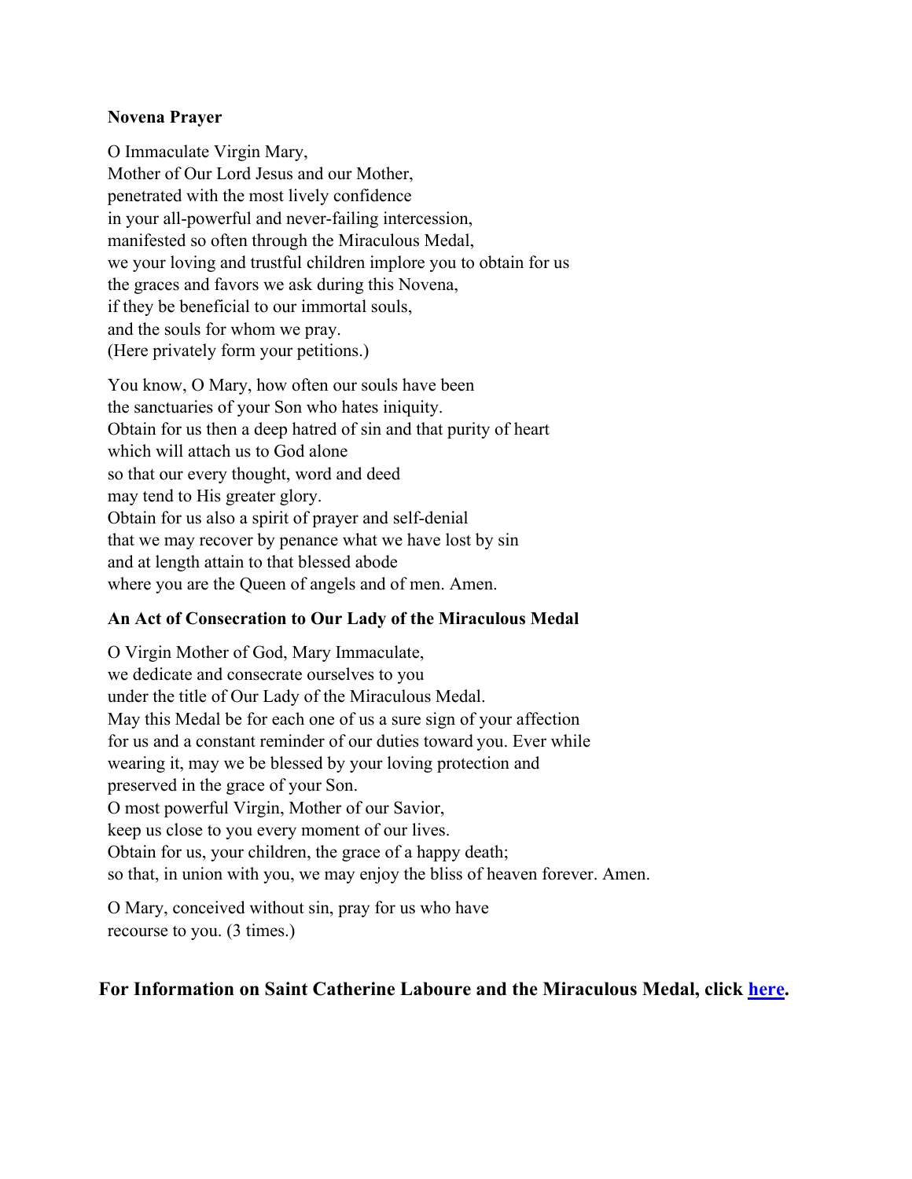**Novena Prayer**

O Immaculate Virgin Mary,
Mother of Our Lord Jesus and our Mother,
penetrated with the most lively confidence
in your all-powerful and never-failing intercession,
manifested so often through the Miraculous Medal,
we your loving and trustful children implore you to obtain for us
the graces and favors we ask during this Novena,
if they be beneficial to our immortal souls,
and the souls for whom we pray.
(Here privately form your petitions.)

You know, O Mary, how often our souls have been
the sanctuaries of your Son who hates iniquity.
Obtain for us then a deep hatred of sin and that purity of heart
which will attach us to God alone
so that our every thought, word and deed
may tend to His greater glory.
Obtain for us also a spirit of prayer and self-denial
that we may recover by penance what we have lost by sin
and at length attain to that blessed abode
where you are the Queen of angels and of men. Amen.

**An Act of Consecration to Our Lady of the Miraculous Medal**

O Virgin Mother of God, Mary Immaculate,
we dedicate and consecrate ourselves to you
under the title of Our Lady of the Miraculous Medal.
May this Medal be for each one of us a sure sign of your affection
for us and a constant reminder of our duties toward you. Ever while
wearing it, may we be blessed by your loving protection and
preserved in the grace of your Son.
O most powerful Virgin, Mother of our Savior,
keep us close to you every moment of our lives.
Obtain for us, your children, the grace of a happy death;
so that, in union with you, we may enjoy the bliss of heaven forever. Amen.

O Mary, conceived without sin, pray for us who have
recourse to you. (3 times.)

**For Information on Saint Catherine Laboure and the Miraculous Medal, click here.**